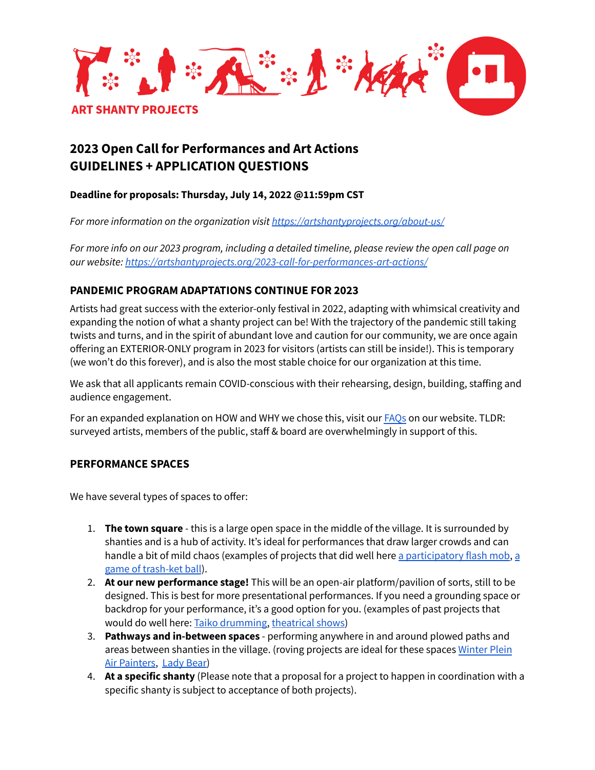ART SHANTY PROJECTS

# 2023 Open Call for Performances and Art Actions
# GUIDELINES + APPLICATION QUESTIONS

**Deadline for proposals: Thursday, July 14, 2022 @11:59pm CST**

*For more information on the organization visit [https://artshantyprojects.org/about-us/](https://artshantyprojects.org/about-us/)*

*For more info on our 2023 program, including a detailed timeline, please review the open call page on our website: [https://artshantyprojects.org/2023-call-for-performances-art-actions/](https://artshantyprojects.org/2023-call-for-performances-art-actions/)*

## PANDEMIC PROGRAM ADAPTATIONS CONTINUE FOR 2023

Artists had great success with the exterior-only festival in 2022, adapting with whimsical creativity and expanding the notion of what a shanty project can be! With the trajectory of the pandemic still taking twists and turns, and in the spirit of abundant love and caution for our community, we are once again offering an EXTERIOR-ONLY program in 2023 for visitors (artists can still be inside!). This is temporary (we won't do this forever), and is also the most stable choice for our organization at this time.

We ask that all applicants remain COVID-conscious with their rehearsing, design, building, staffing and audience engagement.

For an expanded explanation on HOW and WHY we chose this, visit our FAQs on our website. TLDR: surveyed artists, members of the public, staff & board are overwhelmingly in support of this.

## PERFORMANCE SPACES

We have several types of spaces to offer:

1. **The town square** - this is a large open space in the middle of the village. It is surrounded by shanties and is a hub of activity. It's ideal for performances that draw larger crowds and can handle a bit of mild chaos (examples of projects that did well here a participatory flash mob, a game of trash-ket ball).
2. **At our new performance stage!** This will be an open-air platform/pavilion of sorts, still to be designed. This is best for more presentational performances. If you need a grounding space or backdrop for your performance, it's a good option for you. (examples of past projects that would do well here: Taiko drumming, theatrical shows)
3. **Pathways and in-between spaces** - performing anywhere in and around plowed paths and areas between shanties in the village. (roving projects are ideal for these spaces Winter Plein Air Painters, Lady Bear)
4. **At a specific shanty** (Please note that a proposal for a project to happen in coordination with a specific shanty is subject to acceptance of both projects).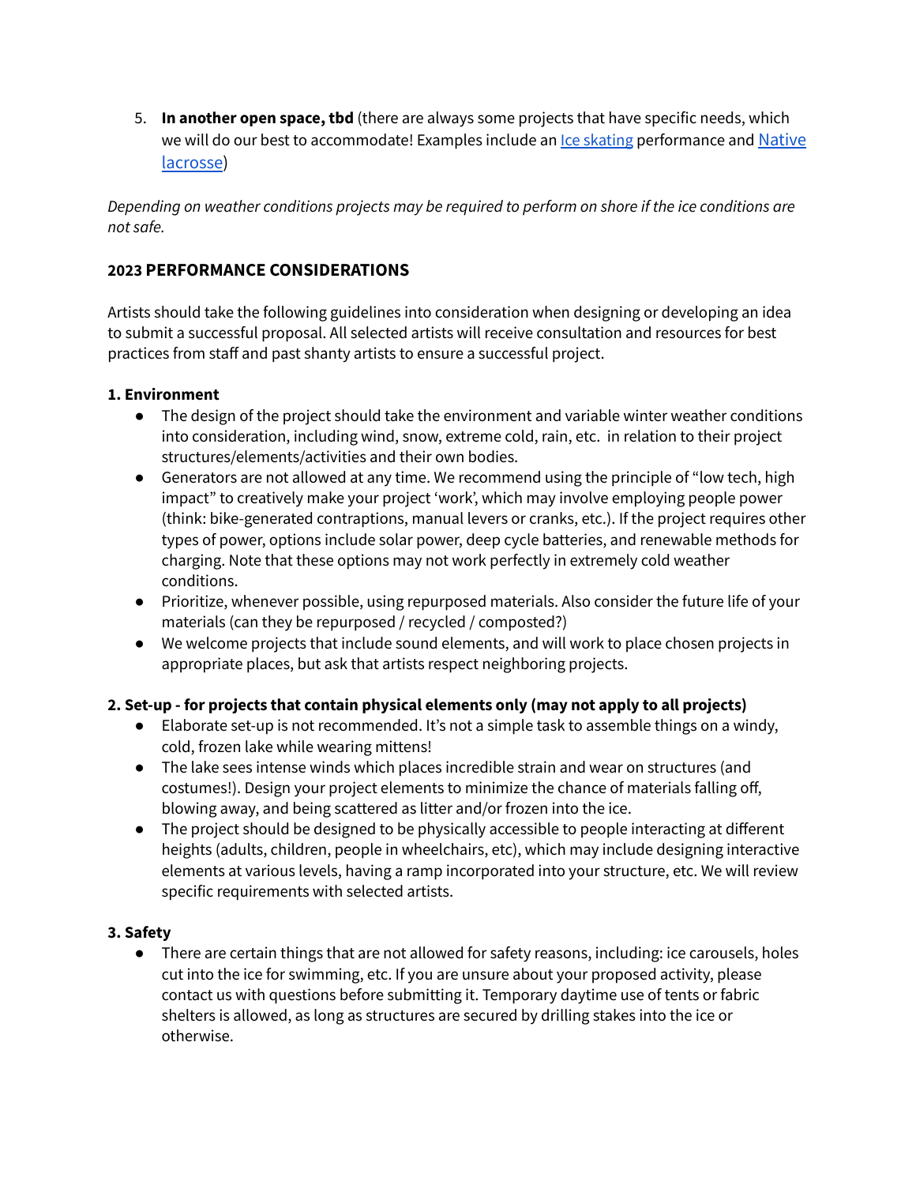5. **In another open space, tbd** (there are always some projects that have specific needs, which we will do our best to accommodate! Examples include an [Ice skating]() performance and [Native lacrosse]())

*Depending on weather conditions projects may be required to perform on shore if the ice conditions are not safe.*

## 2023 PERFORMANCE CONSIDERATIONS

Artists should take the following guidelines into consideration when designing or developing an idea to submit a successful proposal. All selected artists will receive consultation and resources for best practices from staff and past shanty artists to ensure a successful project.

### 1. Environment

- The design of the project should take the environment and variable winter weather conditions into consideration, including wind, snow, extreme cold, rain, etc. in relation to their project structures/elements/activities and their own bodies.
- Generators are not allowed at any time. We recommend using the principle of "low tech, high impact" to creatively make your project 'work', which may involve employing people power (think: bike-generated contraptions, manual levers or cranks, etc.). If the project requires other types of power, options include solar power, deep cycle batteries, and renewable methods for charging. Note that these options may not work perfectly in extremely cold weather conditions.
- Prioritize, whenever possible, using repurposed materials. Also consider the future life of your materials (can they be repurposed / recycled / composted?)
- We welcome projects that include sound elements, and will work to place chosen projects in appropriate places, but ask that artists respect neighboring projects.

### 2. Set-up - for projects that contain physical elements only (may not apply to all projects)

- Elaborate set-up is not recommended. It's not a simple task to assemble things on a windy, cold, frozen lake while wearing mittens!
- The lake sees intense winds which places incredible strain and wear on structures (and costumes!). Design your project elements to minimize the chance of materials falling off, blowing away, and being scattered as litter and/or frozen into the ice.
- The project should be designed to be physically accessible to people interacting at different heights (adults, children, people in wheelchairs, etc), which may include designing interactive elements at various levels, having a ramp incorporated into your structure, etc. We will review specific requirements with selected artists.

### 3. Safety

- There are certain things that are not allowed for safety reasons, including: ice carousels, holes cut into the ice for swimming, etc. If you are unsure about your proposed activity, please contact us with questions before submitting it. Temporary daytime use of tents or fabric shelters is allowed, as long as structures are secured by drilling stakes into the ice or otherwise.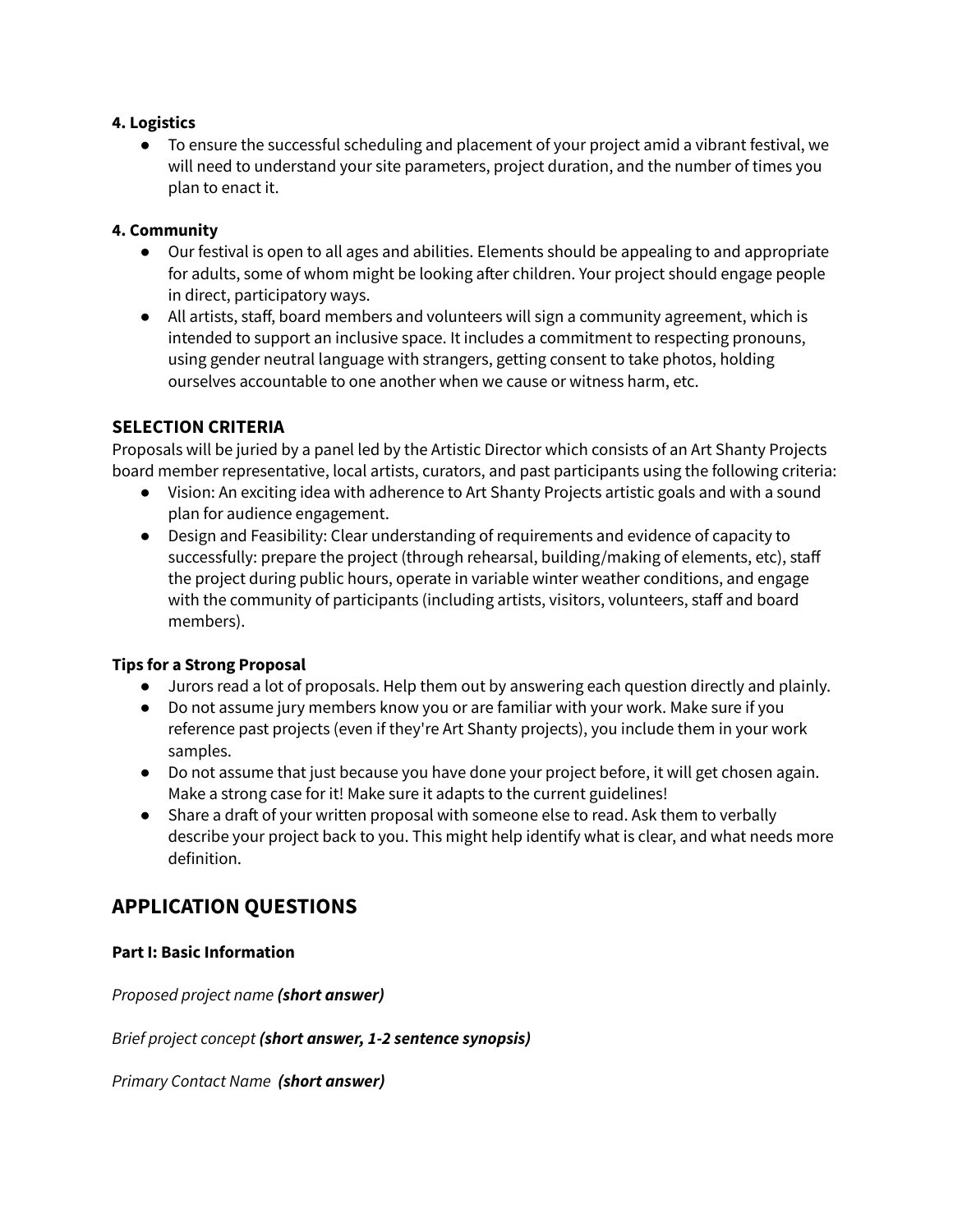**4. Logistics**

- To ensure the successful scheduling and placement of your project amid a vibrant festival, we will need to understand your site parameters, project duration, and the number of times you plan to enact it.

**4. Community**

- Our festival is open to all ages and abilities. Elements should be appealing to and appropriate for adults, some of whom might be looking after children. Your project should engage people in direct, participatory ways.
- All artists, staff, board members and volunteers will sign a community agreement, which is intended to support an inclusive space. It includes a commitment to respecting pronouns, using gender neutral language with strangers, getting consent to take photos, holding ourselves accountable to one another when we cause or witness harm, etc.

### SELECTION CRITERIA

Proposals will be juried by a panel led by the Artistic Director which consists of an Art Shanty Projects board member representative, local artists, curators, and past participants using the following criteria:

- Vision: An exciting idea with adherence to Art Shanty Projects artistic goals and with a sound plan for audience engagement.
- Design and Feasibility: Clear understanding of requirements and evidence of capacity to successfully: prepare the project (through rehearsal, building/making of elements, etc), staff the project during public hours, operate in variable winter weather conditions, and engage with the community of participants (including artists, visitors, volunteers, staff and board members).

**Tips for a Strong Proposal**

- Jurors read a lot of proposals. Help them out by answering each question directly and plainly.
- Do not assume jury members know you or are familiar with your work. Make sure if you reference past projects (even if they're Art Shanty projects), you include them in your work samples.
- Do not assume that just because you have done your project before, it will get chosen again. Make a strong case for it! Make sure it adapts to the current guidelines!
- Share a draft of your written proposal with someone else to read. Ask them to verbally describe your project back to you. This might help identify what is clear, and what needs more definition.

## APPLICATION QUESTIONS

**Part I: Basic Information**

*Proposed project name* ***(short answer)***

*Brief project concept* ***(short answer, 1-2 sentence synopsis)***

*Primary Contact Name* ***(short answer)***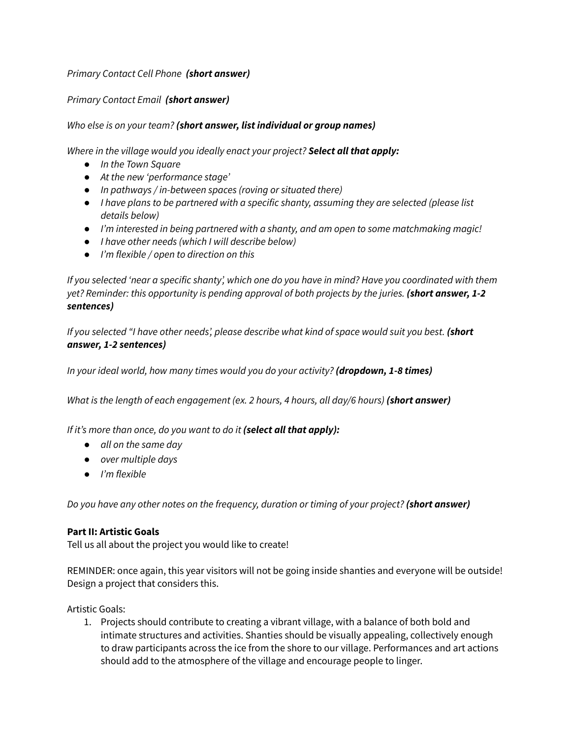*Primary Contact Cell Phone* ***(short answer)***

*Primary Contact Email* ***(short answer)***

*Who else is on your team?* ***(short answer, list individual or group names)***

*Where in the village would you ideally enact your project?* ***Select all that apply:***

- *In the Town Square*
- *At the new 'performance stage'*
- *In pathways / in-between spaces (roving or situated there)*
- *I have plans to be partnered with a specific shanty, assuming they are selected (please list details below)*
- *I'm interested in being partnered with a shanty, and am open to some matchmaking magic!*
- *I have other needs (which I will describe below)*
- *I'm flexible / open to direction on this*

*If you selected 'near a specific shanty', which one do you have in mind? Have you coordinated with them yet? Reminder: this opportunity is pending approval of both projects by the juries.* ***(short answer, 1-2 sentences)***

*If you selected "I have other needs', please describe what kind of space would suit you best.* ***(short answer, 1-2 sentences)***

*In your ideal world, how many times would you do your activity?* ***(dropdown, 1-8 times)***

*What is the length of each engagement (ex. 2 hours, 4 hours, all day/6 hours)* ***(short answer)***

*If it's more than once, do you want to do it* ***(select all that apply):***

- *all on the same day*
- *over multiple days*
- *I'm flexible*

*Do you have any other notes on the frequency, duration or timing of your project?* ***(short answer)***

**Part II: Artistic Goals**

Tell us all about the project you would like to create!

REMINDER: once again, this year visitors will not be going inside shanties and everyone will be outside! Design a project that considers this.

Artistic Goals:

1. Projects should contribute to creating a vibrant village, with a balance of both bold and intimate structures and activities. Shanties should be visually appealing, collectively enough to draw participants across the ice from the shore to our village. Performances and art actions should add to the atmosphere of the village and encourage people to linger.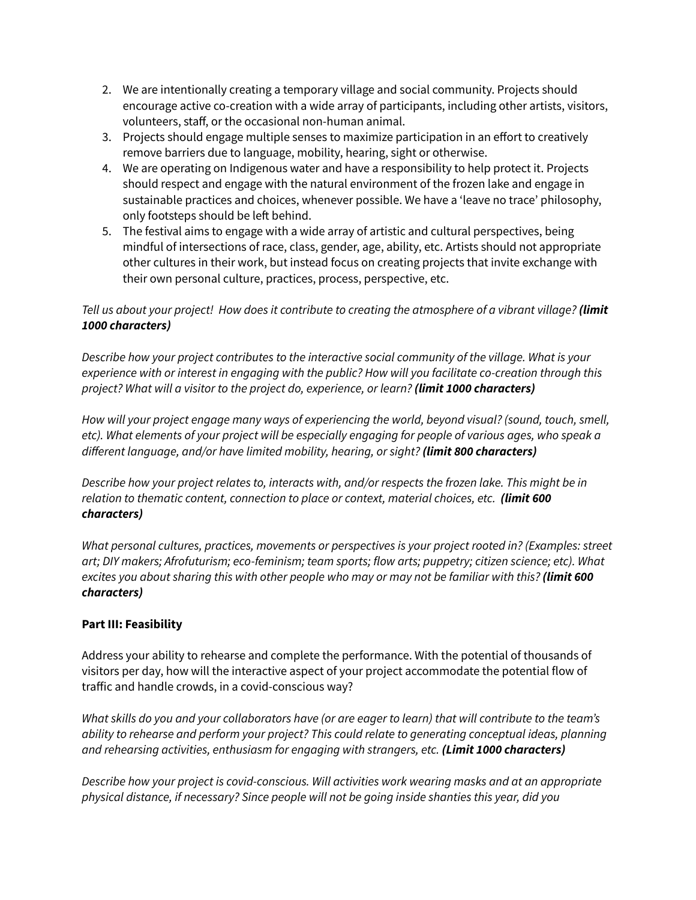2. We are intentionally creating a temporary village and social community. Projects should encourage active co-creation with a wide array of participants, including other artists, visitors, volunteers, staff, or the occasional non-human animal.
3. Projects should engage multiple senses to maximize participation in an effort to creatively remove barriers due to language, mobility, hearing, sight or otherwise.
4. We are operating on Indigenous water and have a responsibility to help protect it. Projects should respect and engage with the natural environment of the frozen lake and engage in sustainable practices and choices, whenever possible. We have a 'leave no trace' philosophy, only footsteps should be left behind.
5. The festival aims to engage with a wide array of artistic and cultural perspectives, being mindful of intersections of race, class, gender, age, ability, etc. Artists should not appropriate other cultures in their work, but instead focus on creating projects that invite exchange with their own personal culture, practices, process, perspective, etc.

*Tell us about your project! How does it contribute to creating the atmosphere of a vibrant village?* ***(limit 1000 characters)***

*Describe how your project contributes to the interactive social community of the village. What is your experience with or interest in engaging with the public? How will you facilitate co-creation through this project? What will a visitor to the project do, experience, or learn?* ***(limit 1000 characters)***

*How will your project engage many ways of experiencing the world, beyond visual? (sound, touch, smell, etc). What elements of your project will be especially engaging for people of various ages, who speak a different language, and/or have limited mobility, hearing, or sight?* ***(limit 800 characters)***

*Describe how your project relates to, interacts with, and/or respects the frozen lake. This might be in relation to thematic content, connection to place or context, material choices, etc.* ***(limit 600 characters)***

*What personal cultures, practices, movements or perspectives is your project rooted in? (Examples: street art; DIY makers; Afrofuturism; eco-feminism; team sports; flow arts; puppetry; citizen science; etc). What excites you about sharing this with other people who may or may not be familiar with this?* ***(limit 600 characters)***

**Part III: Feasibility**

Address your ability to rehearse and complete the performance. With the potential of thousands of visitors per day, how will the interactive aspect of your project accommodate the potential flow of traffic and handle crowds, in a covid-conscious way?

*What skills do you and your collaborators have (or are eager to learn) that will contribute to the team's ability to rehearse and perform your project? This could relate to generating conceptual ideas, planning and rehearsing activities, enthusiasm for engaging with strangers, etc.* ***(Limit 1000 characters)***

*Describe how your project is covid-conscious. Will activities work wearing masks and at an appropriate physical distance, if necessary? Since people will not be going inside shanties this year, did you*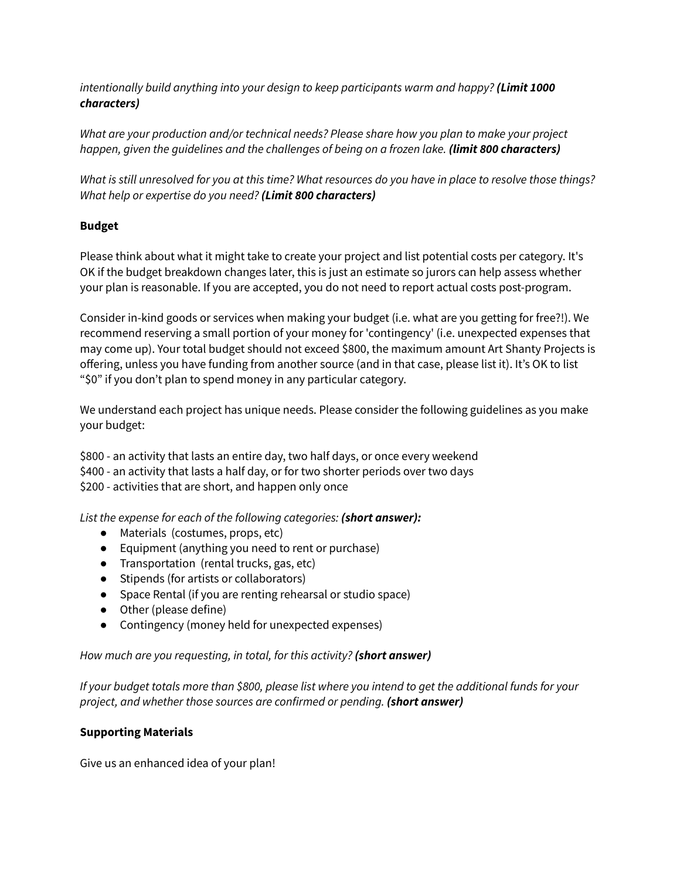*intentionally build anything into your design to keep participants warm and happy?* ***(Limit 1000 characters)***

*What are your production and/or technical needs? Please share how you plan to make your project happen, given the guidelines and the challenges of being on a frozen lake.* ***(limit 800 characters)***

*What is still unresolved for you at this time? What resources do you have in place to resolve those things? What help or expertise do you need?* ***(Limit 800 characters)***

**Budget**

Please think about what it might take to create your project and list potential costs per category. It's OK if the budget breakdown changes later, this is just an estimate so jurors can help assess whether your plan is reasonable. If you are accepted, you do not need to report actual costs post-program.

Consider in-kind goods or services when making your budget (i.e. what are you getting for free?!). We recommend reserving a small portion of your money for 'contingency' (i.e. unexpected expenses that may come up). Your total budget should not exceed $800, the maximum amount Art Shanty Projects is offering, unless you have funding from another source (and in that case, please list it). It's OK to list "$0" if you don't plan to spend money in any particular category.

We understand each project has unique needs. Please consider the following guidelines as you make your budget:

$800 - an activity that lasts an entire day, two half days, or once every weekend
$400 - an activity that lasts a half day, or for two shorter periods over two days
$200 - activities that are short, and happen only once

*List the expense for each of the following categories:* ***(short answer):***

- Materials (costumes, props, etc)
- Equipment (anything you need to rent or purchase)
- Transportation (rental trucks, gas, etc)
- Stipends (for artists or collaborators)
- Space Rental (if you are renting rehearsal or studio space)
- Other (please define)
- Contingency (money held for unexpected expenses)

*How much are you requesting, in total, for this activity?* ***(short answer)***

*If your budget totals more than $800, please list where you intend to get the additional funds for your project, and whether those sources are confirmed or pending.* ***(short answer)***

**Supporting Materials**

Give us an enhanced idea of your plan!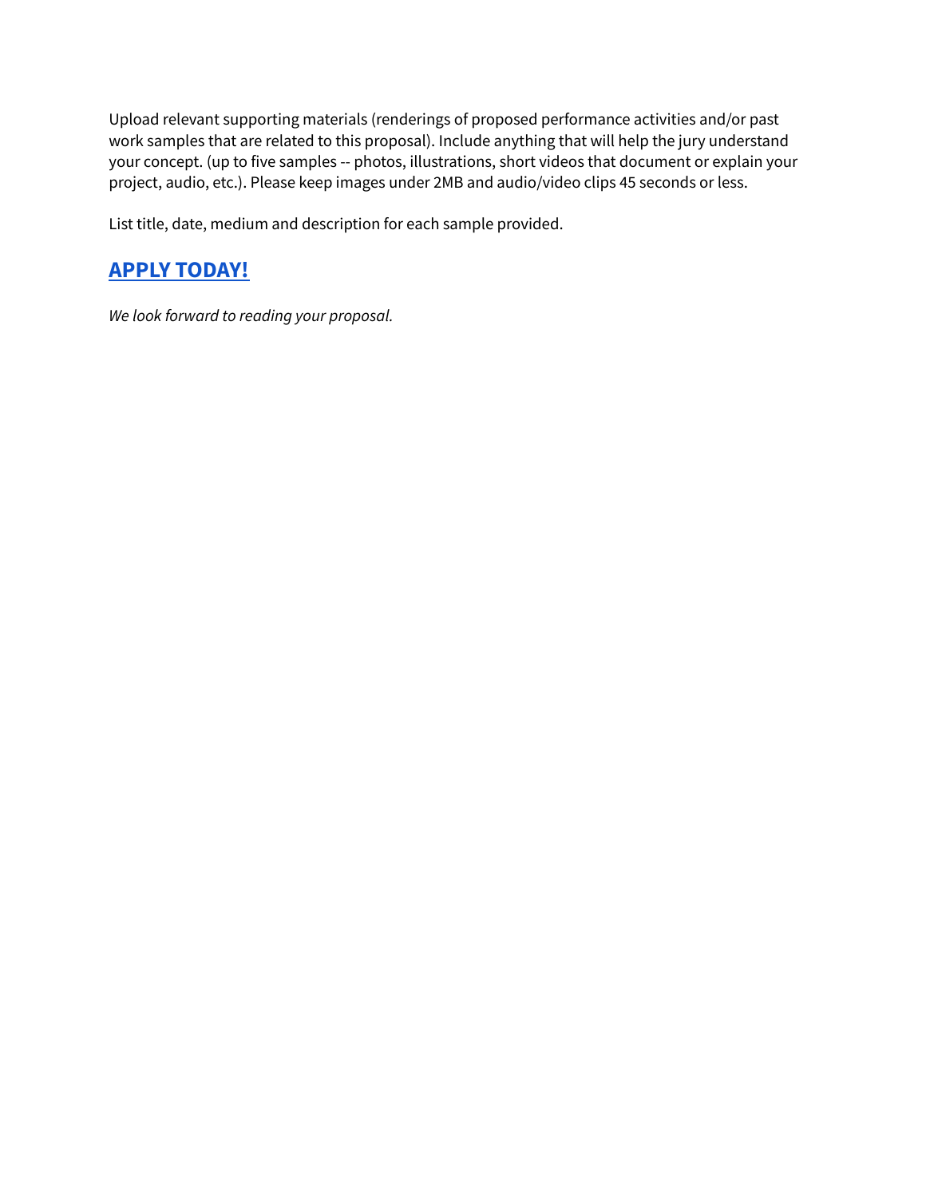Upload relevant supporting materials (renderings of proposed performance activities and/or past work samples that are related to this proposal). Include anything that will help the jury understand your concept. (up to five samples -- photos, illustrations, short videos that document or explain your project, audio, etc.). Please keep images under 2MB and audio/video clips 45 seconds or less.

List title, date, medium and description for each sample provided.

## APPLY TODAY!

*We look forward to reading your proposal.*